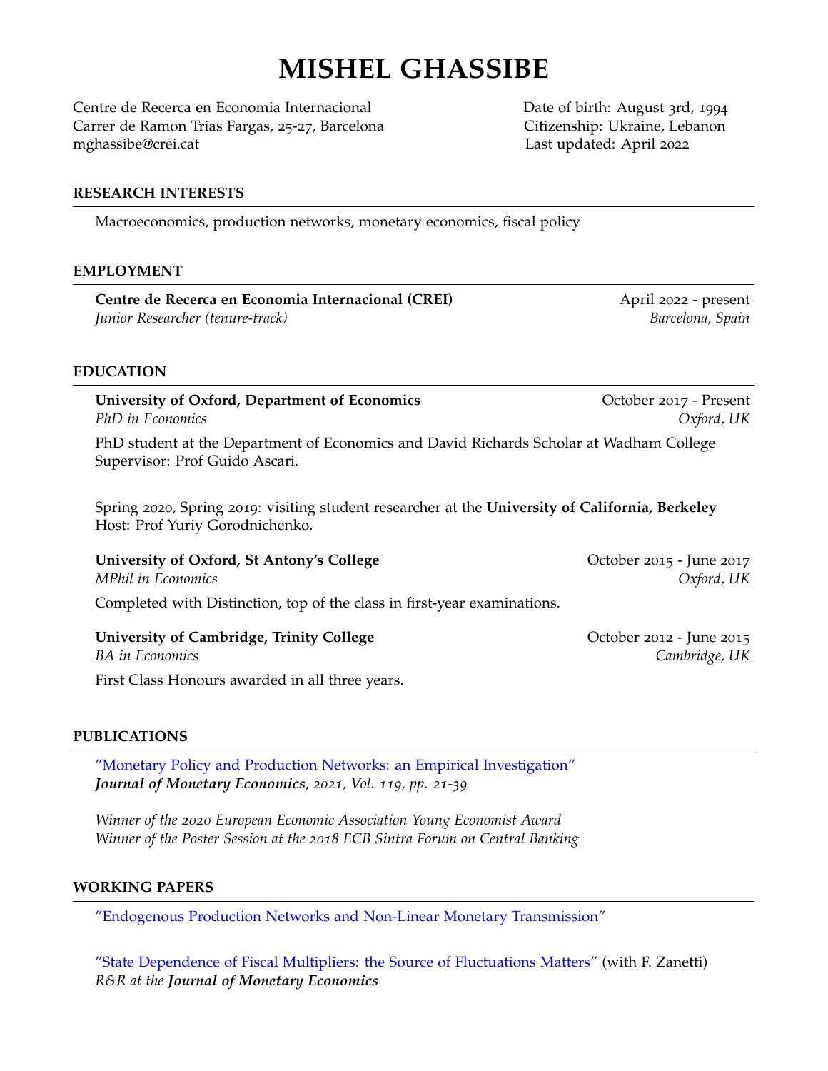# MISHEL GHASSIBE

Centre de Recerca en Economia Internacional
Carrer de Ramon Trias Fargas, 25-27, Barcelona
mghassibe@crei.cat

Date of birth: August 3rd, 1994
Citizenship: Ukraine, Lebanon
Last updated: April 2022

## RESEARCH INTERESTS

Macroeconomics, production networks, monetary economics, fiscal policy

## EMPLOYMENT

**Centre de Recerca en Economia Internacional (CREI)** — April 2022 - present
*Junior Researcher (tenure-track)* — *Barcelona, Spain*

## EDUCATION

**University of Oxford, Department of Economics** — October 2017 - Present
*PhD in Economics* — *Oxford, UK*

PhD student at the Department of Economics and David Richards Scholar at Wadham College
Supervisor: Prof Guido Ascari.

Spring 2020, Spring 2019: visiting student researcher at the **University of California, Berkeley**
Host: Prof Yuriy Gorodnichenko.

**University of Oxford, St Antony's College** — October 2015 - June 2017
*MPhil in Economics* — *Oxford, UK*

Completed with Distinction, top of the class in first-year examinations.

**University of Cambridge, Trinity College** — October 2012 - June 2015
*BA in Economics* — *Cambridge, UK*

First Class Honours awarded in all three years.

## PUBLICATIONS

"Monetary Policy and Production Networks: an Empirical Investigation"
***Journal of Monetary Economics***, *2021, Vol. 119, pp. 21-39*

*Winner of the 2020 European Economic Association Young Economist Award*
*Winner of the Poster Session at the 2018 ECB Sintra Forum on Central Banking*

## WORKING PAPERS

"Endogenous Production Networks and Non-Linear Monetary Transmission"

"State Dependence of Fiscal Multipliers: the Source of Fluctuations Matters" (with F. Zanetti)
*R&R at the* ***Journal of Monetary Economics***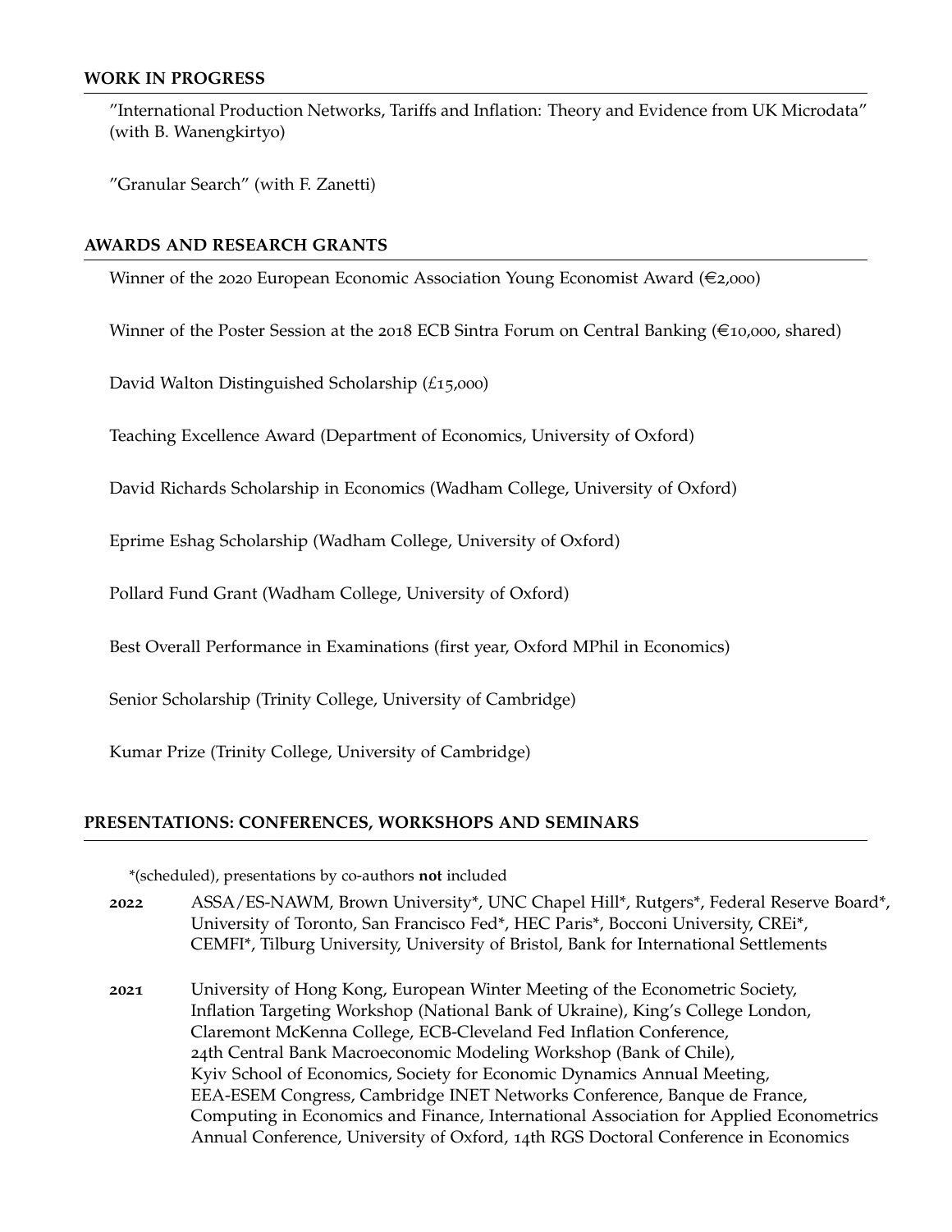## WORK IN PROGRESS

"International Production Networks, Tariffs and Inflation: Theory and Evidence from UK Microdata" (with B. Wanengkirtyo)

"Granular Search" (with F. Zanetti)

## AWARDS AND RESEARCH GRANTS

Winner of the 2020 European Economic Association Young Economist Award (€2,000)

Winner of the Poster Session at the 2018 ECB Sintra Forum on Central Banking (€10,000, shared)

David Walton Distinguished Scholarship (£15,000)

Teaching Excellence Award (Department of Economics, University of Oxford)

David Richards Scholarship in Economics (Wadham College, University of Oxford)

Eprime Eshag Scholarship (Wadham College, University of Oxford)

Pollard Fund Grant (Wadham College, University of Oxford)

Best Overall Performance in Examinations (first year, Oxford MPhil in Economics)

Senior Scholarship (Trinity College, University of Cambridge)

Kumar Prize (Trinity College, University of Cambridge)

## PRESENTATIONS: CONFERENCES, WORKSHOPS AND SEMINARS

*(scheduled), presentations by co-authors **not** included

**2022** ASSA/ES-NAWM, Brown University*, UNC Chapel Hill*, Rutgers*, Federal Reserve Board*, University of Toronto, San Francisco Fed*, HEC Paris*, Bocconi University, CREi*, CEMFI*, Tilburg University, University of Bristol, Bank for International Settlements

**2021** University of Hong Kong, European Winter Meeting of the Econometric Society, Inflation Targeting Workshop (National Bank of Ukraine), King's College London, Claremont McKenna College, ECB-Cleveland Fed Inflation Conference, 24th Central Bank Macroeconomic Modeling Workshop (Bank of Chile), Kyiv School of Economics, Society for Economic Dynamics Annual Meeting, EEA-ESEM Congress, Cambridge INET Networks Conference, Banque de France, Computing in Economics and Finance, International Association for Applied Econometrics Annual Conference, University of Oxford, 14th RGS Doctoral Conference in Economics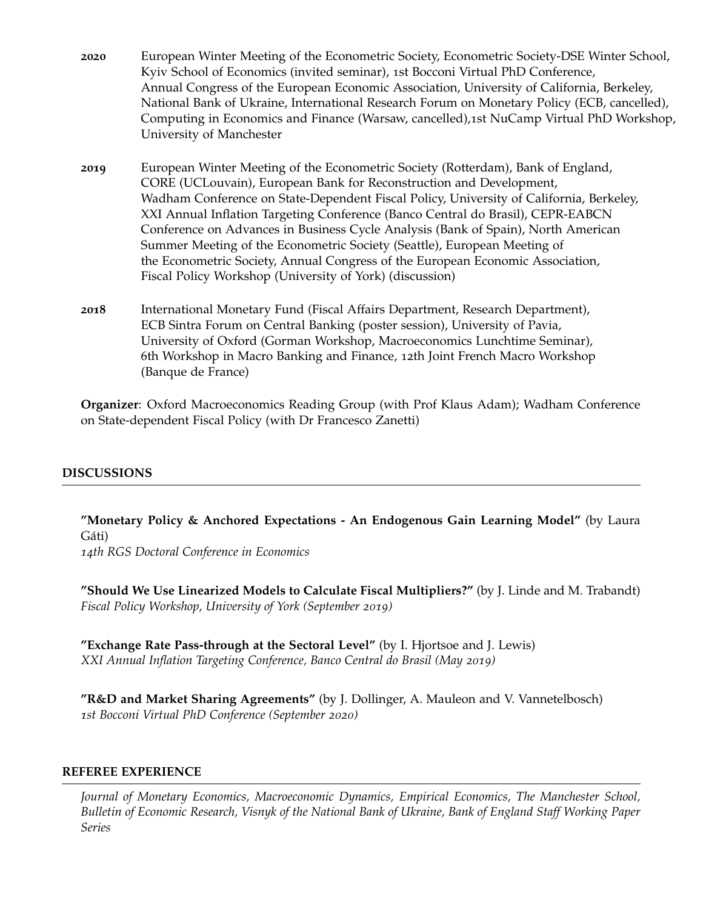**2020** European Winter Meeting of the Econometric Society, Econometric Society-DSE Winter School, Kyiv School of Economics (invited seminar), 1st Bocconi Virtual PhD Conference, Annual Congress of the European Economic Association, University of California, Berkeley, National Bank of Ukraine, International Research Forum on Monetary Policy (ECB, cancelled), Computing in Economics and Finance (Warsaw, cancelled),1st NuCamp Virtual PhD Workshop, University of Manchester

**2019** European Winter Meeting of the Econometric Society (Rotterdam), Bank of England, CORE (UCLouvain), European Bank for Reconstruction and Development, Wadham Conference on State-Dependent Fiscal Policy, University of California, Berkeley, XXI Annual Inflation Targeting Conference (Banco Central do Brasil), CEPR-EABCN Conference on Advances in Business Cycle Analysis (Bank of Spain), North American Summer Meeting of the Econometric Society (Seattle), European Meeting of the Econometric Society, Annual Congress of the European Economic Association, Fiscal Policy Workshop (University of York) (discussion)

**2018** International Monetary Fund (Fiscal Affairs Department, Research Department), ECB Sintra Forum on Central Banking (poster session), University of Pavia, University of Oxford (Gorman Workshop, Macroeconomics Lunchtime Seminar), 6th Workshop in Macro Banking and Finance, 12th Joint French Macro Workshop (Banque de France)

**Organizer**: Oxford Macroeconomics Reading Group (with Prof Klaus Adam); Wadham Conference on State-dependent Fiscal Policy (with Dr Francesco Zanetti)

## DISCUSSIONS

**"Monetary Policy & Anchored Expectations - An Endogenous Gain Learning Model"** (by Laura Gáti)
*14th RGS Doctoral Conference in Economics*

**"Should We Use Linearized Models to Calculate Fiscal Multipliers?"** (by J. Linde and M. Trabandt)
*Fiscal Policy Workshop, University of York (September 2019)*

**"Exchange Rate Pass-through at the Sectoral Level"** (by I. Hjortsoe and J. Lewis)
*XXI Annual Inflation Targeting Conference, Banco Central do Brasil (May 2019)*

**"R&D and Market Sharing Agreements"** (by J. Dollinger, A. Mauleon and V. Vannetelbosch)
*1st Bocconi Virtual PhD Conference (September 2020)*

## REFEREE EXPERIENCE

*Journal of Monetary Economics, Macroeconomic Dynamics, Empirical Economics, The Manchester School, Bulletin of Economic Research, Visnyk of the National Bank of Ukraine, Bank of England Staff Working Paper Series*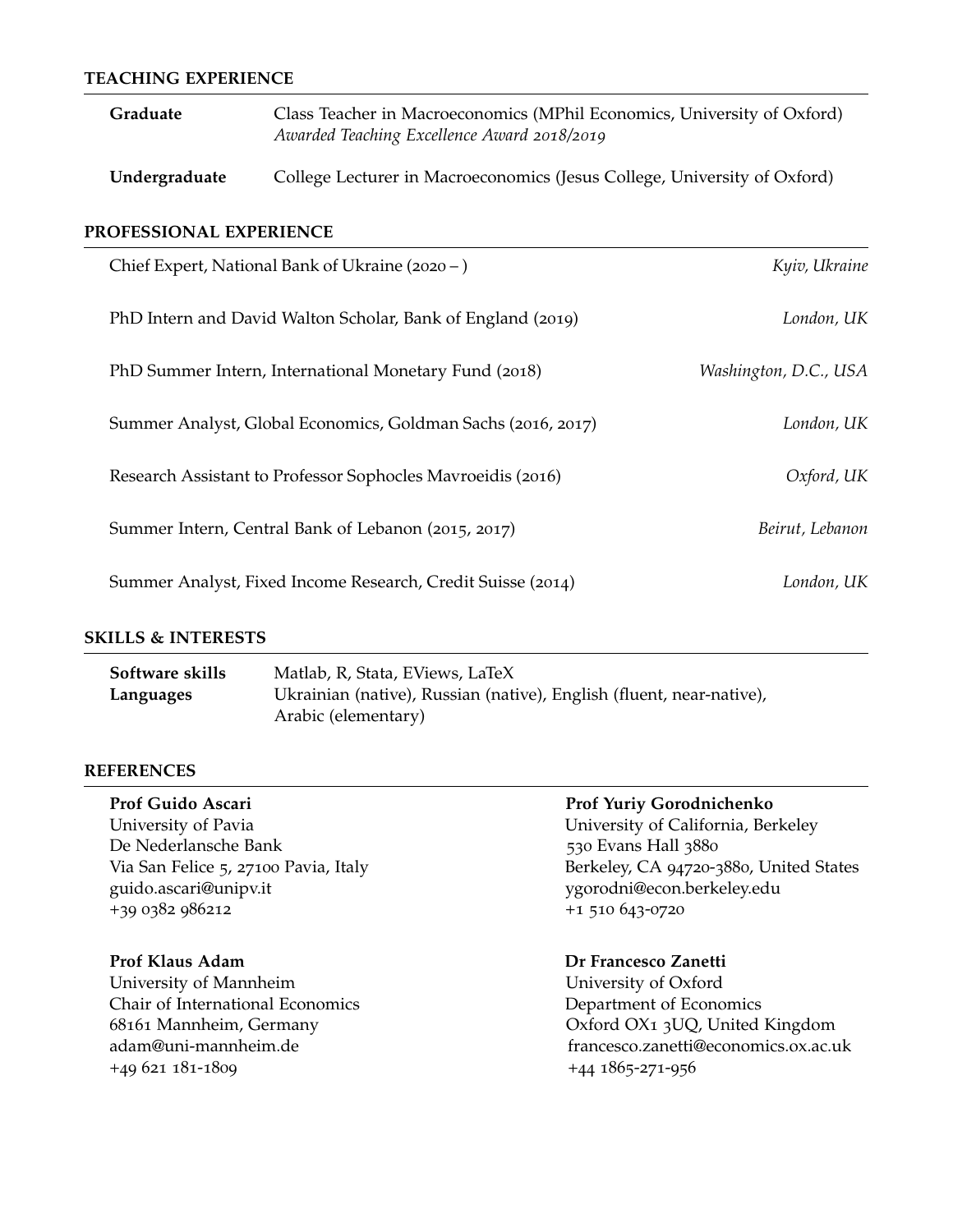## TEACHING EXPERIENCE

**Graduate** — Class Teacher in Macroeconomics (MPhil Economics, University of Oxford)
*Awarded Teaching Excellence Award 2018/2019*

**Undergraduate** — College Lecturer in Macroeconomics (Jesus College, University of Oxford)

## PROFESSIONAL EXPERIENCE

Chief Expert, National Bank of Ukraine (2020 – ) — *Kyiv, Ukraine*

PhD Intern and David Walton Scholar, Bank of England (2019) — *London, UK*

PhD Summer Intern, International Monetary Fund (2018) — *Washington, D.C., USA*

Summer Analyst, Global Economics, Goldman Sachs (2016, 2017) — *London, UK*

Research Assistant to Professor Sophocles Mavroeidis (2016) — *Oxford, UK*

Summer Intern, Central Bank of Lebanon (2015, 2017) — *Beirut, Lebanon*

Summer Analyst, Fixed Income Research, Credit Suisse (2014) — *London, UK*

## SKILLS & INTERESTS

**Software skills** — Matlab, R, Stata, EViews, LaTeX
**Languages** — Ukrainian (native), Russian (native), English (fluent, near-native), Arabic (elementary)

## REFERENCES

**Prof Guido Ascari**
University of Pavia
De Nederlansche Bank
Via San Felice 5, 27100 Pavia, Italy
guido.ascari@unipv.it
+39 0382 986212

**Prof Yuriy Gorodnichenko**
University of California, Berkeley
530 Evans Hall 3880
Berkeley, CA 94720-3880, United States
ygorodni@econ.berkeley.edu
+1 510 643-0720

**Prof Klaus Adam**
University of Mannheim
Chair of International Economics
68161 Mannheim, Germany
adam@uni-mannheim.de
+49 621 181-1809

**Dr Francesco Zanetti**
University of Oxford
Department of Economics
Oxford OX1 3UQ, United Kingdom
francesco.zanetti@economics.ox.ac.uk
+44 1865-271-956